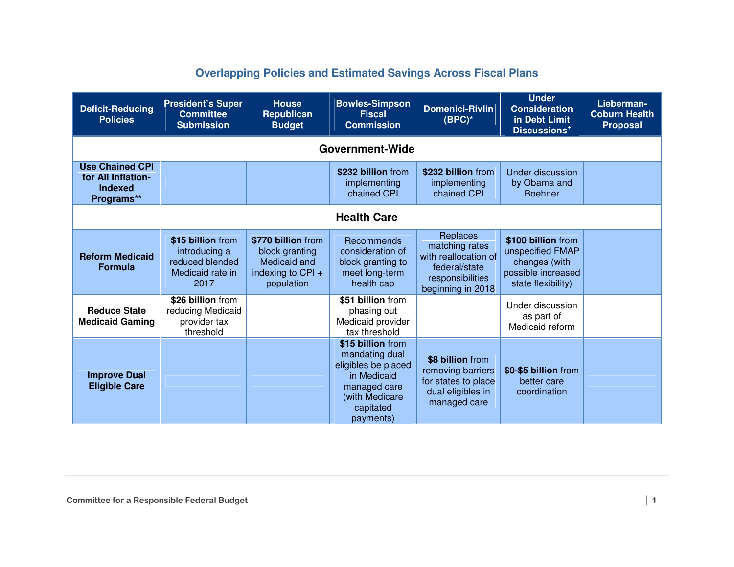## Overlapping Policies and Estimated Savings Across Fiscal Plans

| Deficit-Reducing Policies | President's Super Committee Submission | House Republican Budget | Bowles-Simpson Fiscal Commission | Domenici-Rivlin (BPC)* | Under Consideration in Debt Limit Discussions+ | Lieberman-Coburn Health Proposal |
|---|---|---|---|---|---|---|
| **Government-Wide** | | | | | | |
| **Use Chained CPI for All Inflation-Indexed Programs**** | | | **$232 billion** from implementing chained CPI | **$232 billion** from implementing chained CPI | Under discussion by Obama and Boehner | |
| **Health Care** | | | | | | |
| **Reform Medicaid Formula** | **$15 billion** from introducing a reduced blended Medicaid rate in 2017 | **$770 billion** from block granting Medicaid and indexing to CPI + population | Recommends consideration of block granting to meet long-term health cap | Replaces matching rates with reallocation of federal/state responsibilities beginning in 2018 | **$100 billion** from unspecified FMAP changes (with possible increased state flexibility) | |
| **Reduce State Medicaid Gaming** | **$26 billion** from reducing Medicaid provider tax threshold | | **$51 billion** from phasing out Medicaid provider tax threshold | | Under discussion as part of Medicaid reform | |
| **Improve Dual Eligible Care** | | | **$15 billion** from mandating dual eligibles be placed in Medicaid managed care (with Medicare capitated payments) | **$8 billion** from removing barriers for states to place dual eligibles in managed care | **$0-$5 billion** from better care coordination | |

Committee for a Responsible Federal Budget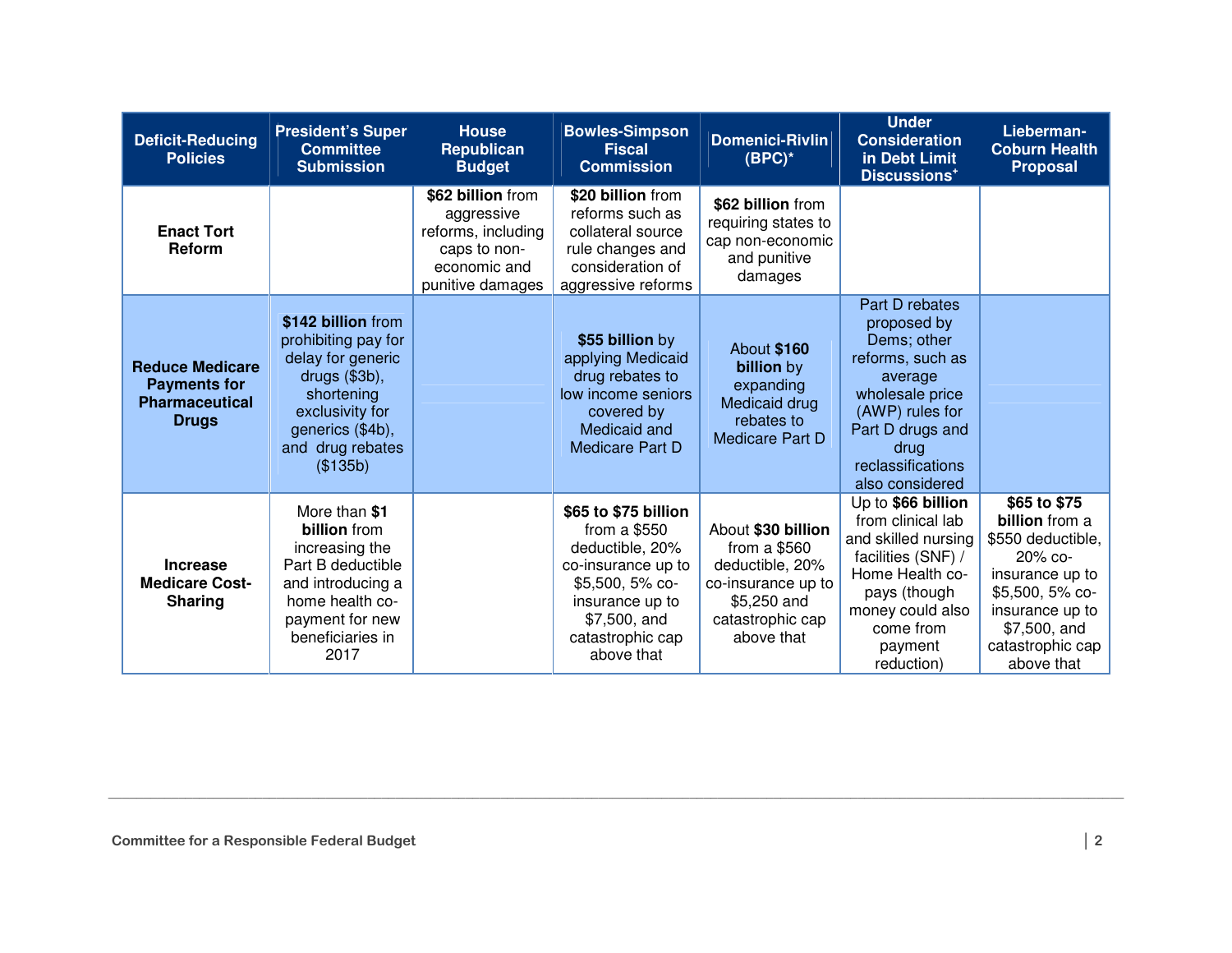| Deficit-Reducing Policies | President's Super Committee Submission | House Republican Budget | Bowles-Simpson Fiscal Commission | Domenici-Rivlin (BPC)* | Under Consideration in Debt Limit Discussions* | Lieberman-Coburn Health Proposal |
|---|---|---|---|---|---|---|
| **Enact Tort Reform** | | **$62 billion** from aggressive reforms, including caps to non-economic and punitive damages | **$20 billion** from reforms such as collateral source rule changes and consideration of aggressive reforms | **$62 billion** from requiring states to cap non-economic and punitive damages | | |
| **Reduce Medicare Payments for Pharmaceutical Drugs** | **$142 billion** from prohibiting pay for delay for generic drugs ($3b), shortening exclusivity for generics ($4b), and drug rebates ($135b) | | **$55 billion** by applying Medicaid drug rebates to low income seniors covered by Medicaid and Medicare Part D | About **$160 billion** by expanding Medicaid drug rebates to Medicare Part D | Part D rebates proposed by Dems; other reforms, such as average wholesale price (AWP) rules for Part D drugs and drug reclassifications also considered | |
| **Increase Medicare Cost-Sharing** | More than **$1 billion** from increasing the Part B deductible and introducing a home health co-payment for new beneficiaries in 2017 | | **$65 to $75 billion** from a $550 deductible, 20% co-insurance up to $5,500, 5% co-insurance up to $7,500, and catastrophic cap above that | About **$30 billion** from a $560 deductible, 20% co-insurance up to $5,250 and catastrophic cap above that | Up to **$66 billion** from clinical lab and skilled nursing facilities (SNF) / Home Health co-pays (though money could also come from payment reduction) | **$65 to $75 billion** from a $550 deductible, 20% co-insurance up to $5,500, 5% co-insurance up to $7,500, and catastrophic cap above that |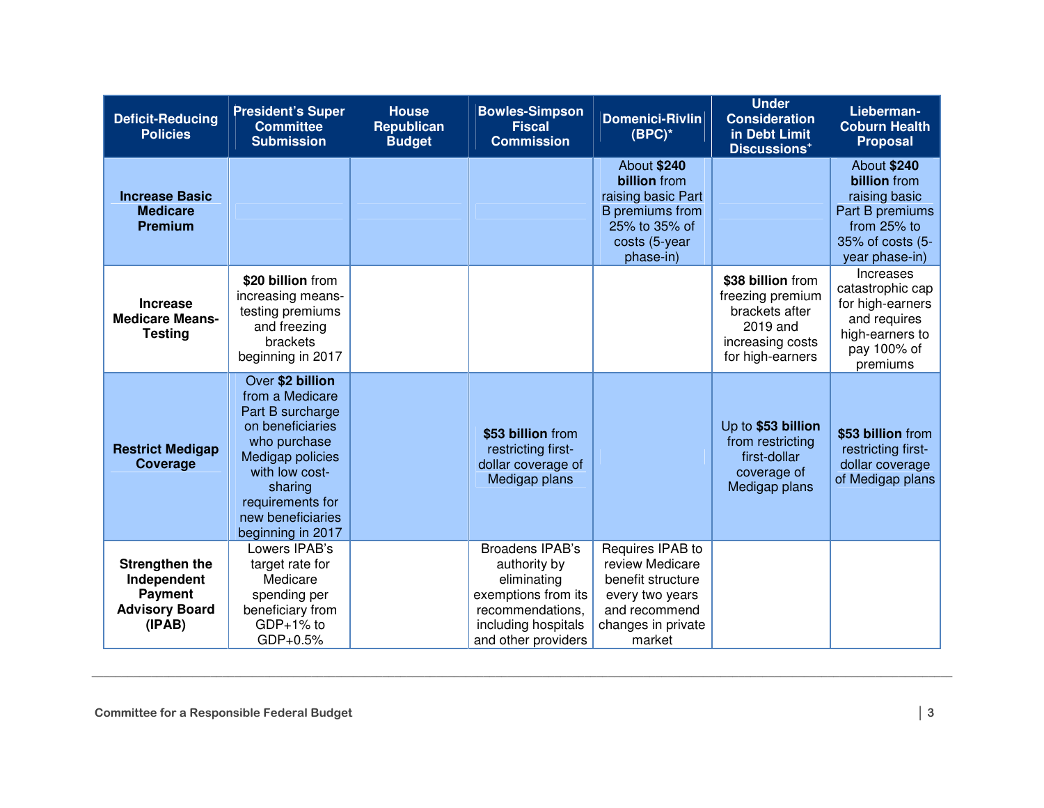| Deficit-Reducing Policies | President's Super Committee Submission | House Republican Budget | Bowles-Simpson Fiscal Commission | Domenici-Rivlin (BPC)* | Under Consideration in Debt Limit Discussions* | Lieberman-Coburn Health Proposal |
|---|---|---|---|---|---|---|
| **Increase Basic Medicare Premium** | | | | About **$240 billion** from raising basic Part B premiums from 25% to 35% of costs (5-year phase-in) | | About **$240 billion** from raising basic Part B premiums from 25% to 35% of costs (5-year phase-in) |
| **Increase Medicare Means-Testing** | **$20 billion** from increasing means-testing premiums and freezing brackets beginning in 2017 | | | | **$38 billion** from freezing premium brackets after 2019 and increasing costs for high-earners | Increases catastrophic cap for high-earners and requires high-earners to pay 100% of premiums |
| **Restrict Medigap Coverage** | Over **$2 billion** from a Medicare Part B surcharge on beneficiaries who purchase Medigap policies with low cost-sharing requirements for new beneficiaries beginning in 2017 | | **$53 billion** from restricting first-dollar coverage of Medigap plans | | Up to **$53 billion** from restricting first-dollar coverage of Medigap plans | **$53 billion** from restricting first-dollar coverage of Medigap plans |
| **Strengthen the Independent Payment Advisory Board (IPAB)** | Lowers IPAB's target rate for Medicare spending per beneficiary from GDP+1% to GDP+0.5% | | Broadens IPAB's authority by eliminating exemptions from its recommendations, including hospitals and other providers | Requires IPAB to review Medicare benefit structure every two years and recommend changes in private market | | |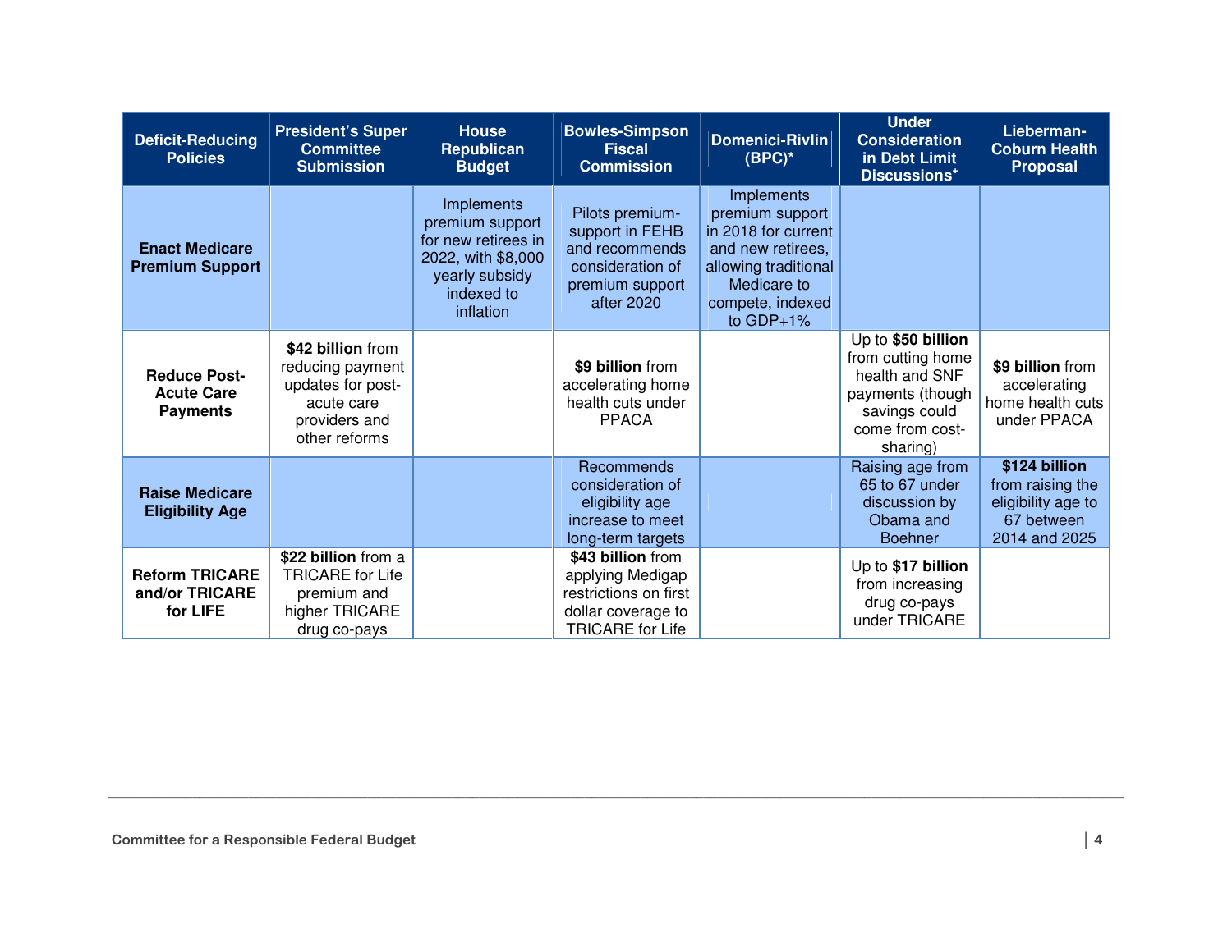| Deficit-Reducing Policies | President's Super Committee Submission | House Republican Budget | Bowles-Simpson Fiscal Commission | Domenici-Rivlin (BPC)* | Under Consideration in Debt Limit Discussions* | Lieberman-Coburn Health Proposal |
|---|---|---|---|---|---|---|
| **Enact Medicare Premium Support** | | Implements premium support for new retirees in 2022, with $8,000 yearly subsidy indexed to inflation | Pilots premium-support in FEHB and recommends consideration of premium support after 2020 | Implements premium support in 2018 for current and new retirees, allowing traditional Medicare to compete, indexed to GDP+1% | | |
| **Reduce Post-Acute Care Payments** | **$42 billion** from reducing payment updates for post-acute care providers and other reforms | | **$9 billion** from accelerating home health cuts under PPACA | | Up to **$50 billion** from cutting home health and SNF payments (though savings could come from cost-sharing) | **$9 billion** from accelerating home health cuts under PPACA |
| **Raise Medicare Eligibility Age** | | | Recommends consideration of eligibility age increase to meet long-term targets | | Raising age from 65 to 67 under discussion by Obama and Boehner | **$124 billion** from raising the eligibility age to 67 between 2014 and 2025 |
| **Reform TRICARE and/or TRICARE for LIFE** | **$22 billion** from a TRICARE for Life premium and higher TRICARE drug co-pays | | **$43 billion** from applying Medigap restrictions on first dollar coverage to TRICARE for Life | | Up to **$17 billion** from increasing drug co-pays under TRICARE | |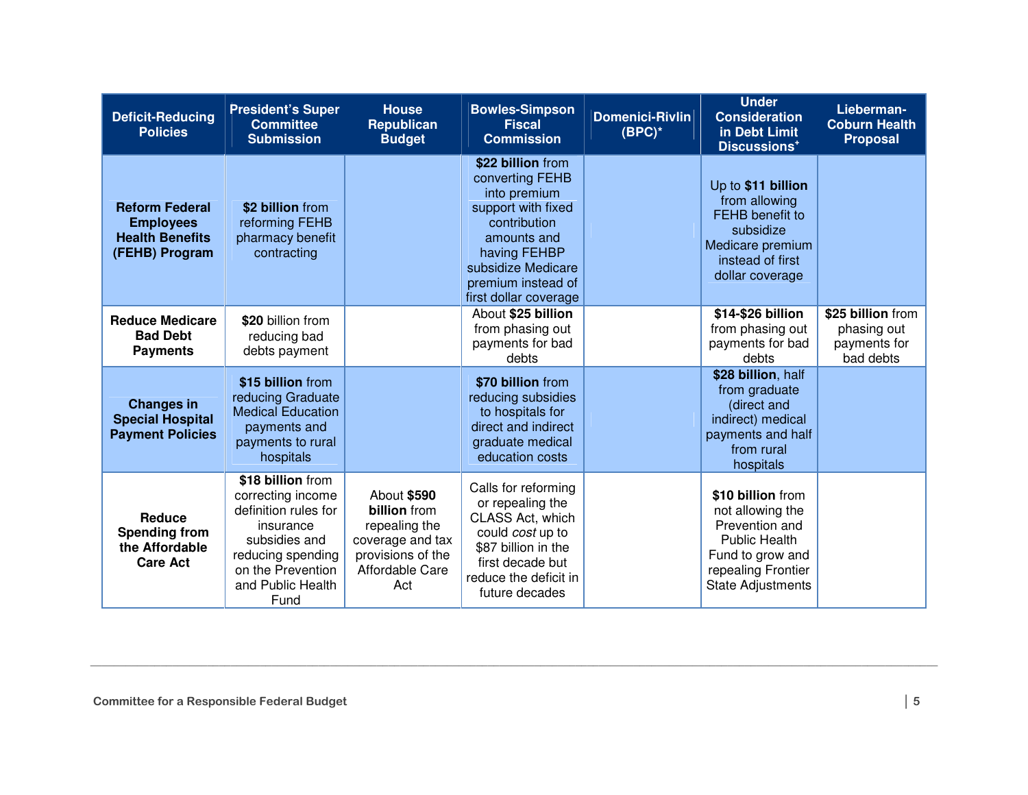| Deficit-Reducing Policies | President's Super Committee Submission | House Republican Budget | Bowles-Simpson Fiscal Commission | Domenici-Rivlin (BPC)* | Under Consideration in Debt Limit Discussions* | Lieberman-Coburn Health Proposal |
|---|---|---|---|---|---|---|
| **Reform Federal Employees Health Benefits (FEHB) Program** | **$2 billion** from reforming FEHB pharmacy benefit contracting | | **$22 billion** from converting FEHB into premium support with fixed contribution amounts and having FEHBP subsidize Medicare premium instead of first dollar coverage | | Up to **$11 billion** from allowing FEHB benefit to subsidize Medicare premium instead of first dollar coverage | |
| **Reduce Medicare Bad Debt Payments** | **$20** billion from reducing bad debts payment | | About **$25 billion** from phasing out payments for bad debts | | **$14-$26 billion** from phasing out payments for bad debts | **$25 billion** from phasing out payments for bad debts |
| **Changes in Special Hospital Payment Policies** | **$15 billion** from reducing Graduate Medical Education payments and payments to rural hospitals | | **$70 billion** from reducing subsidies to hospitals for direct and indirect graduate medical education costs | | **$28 billion**, half from graduate (direct and indirect) medical payments and half from rural hospitals | |
| **Reduce Spending from the Affordable Care Act** | **$18 billion** from correcting income definition rules for insurance subsidies and reducing spending on the Prevention and Public Health Fund | About **$590 billion** from repealing the coverage and tax provisions of the Affordable Care Act | Calls for reforming or repealing the CLASS Act, which could *cost* up to $87 billion in the first decade but reduce the deficit in future decades | | **$10 billion** from not allowing the Prevention and Public Health Fund to grow and repealing Frontier State Adjustments | |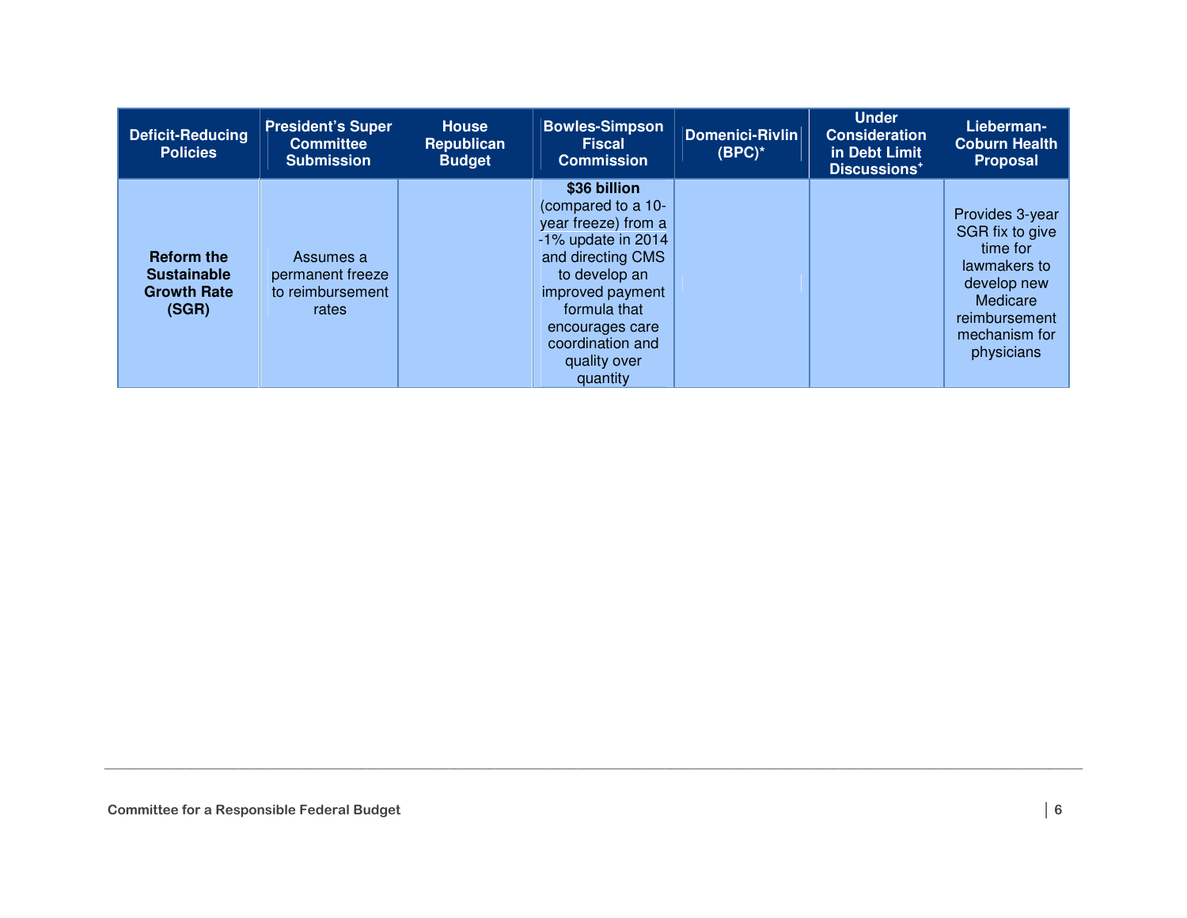| Deficit-Reducing Policies | President's Super Committee Submission | House Republican Budget | Bowles-Simpson Fiscal Commission | Domenici-Rivlin (BPC)* | Under Consideration in Debt Limit Discussions+ | Lieberman-Coburn Health Proposal |
|---|---|---|---|---|---|---|
| **Reform the Sustainable Growth Rate (SGR)** | Assumes a permanent freeze to reimbursement rates | | **$36 billion** (compared to a 10-year freeze) from a -1% update in 2014 and directing CMS to develop an improved payment formula that encourages care coordination and quality over quantity | | | Provides 3-year SGR fix to give time for lawmakers to develop new Medicare reimbursement mechanism for physicians |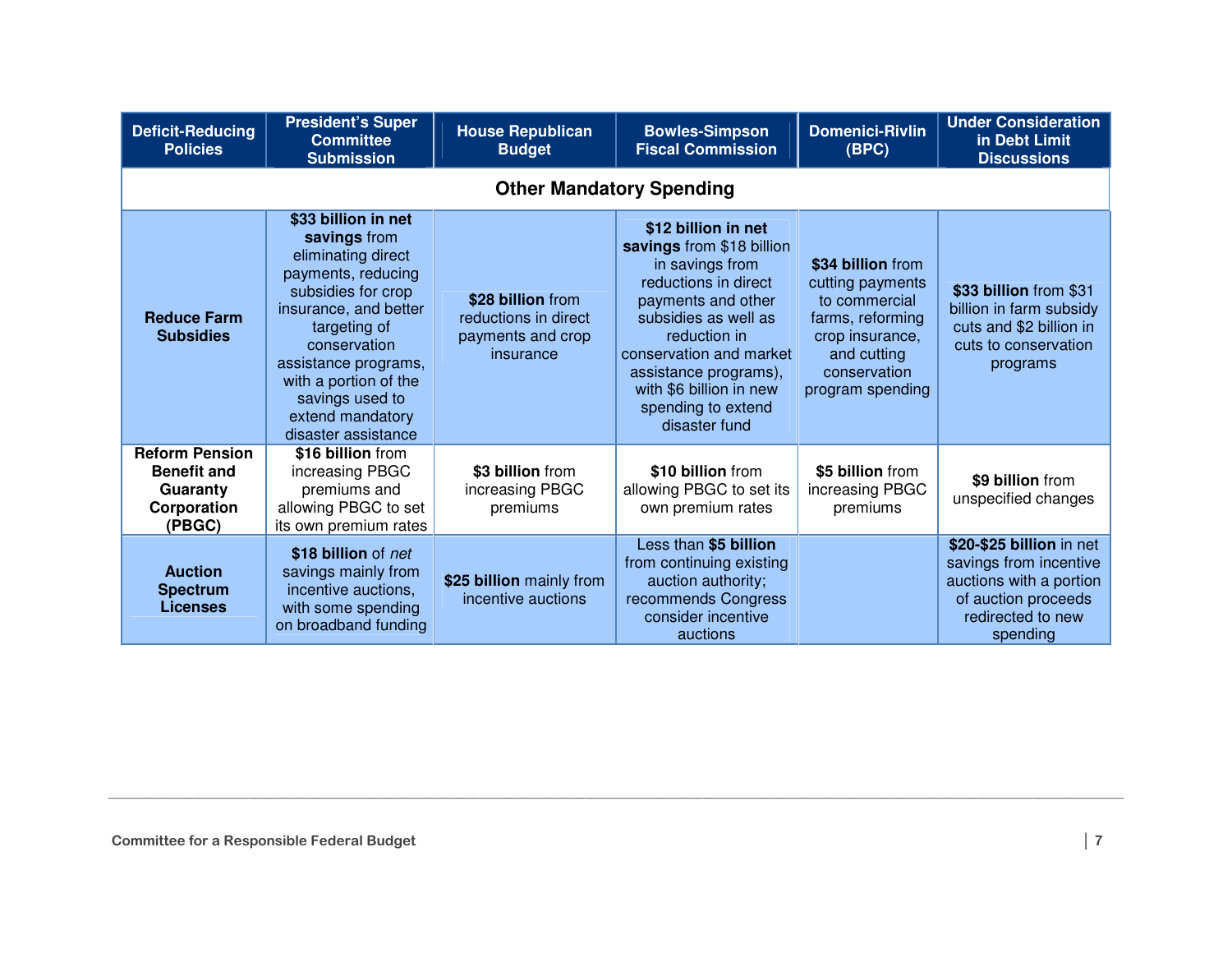| Deficit-Reducing Policies | President's Super Committee Submission | House Republican Budget | Bowles-Simpson Fiscal Commission | Domenici-Rivlin (BPC) | Under Consideration in Debt Limit Discussions |
|---|---|---|---|---|---|
| **Other Mandatory Spending** | | | | | |
| **Reduce Farm Subsidies** | **$33 billion in net savings** from eliminating direct payments, reducing subsidies for crop insurance, and better targeting of conservation assistance programs, with a portion of the savings used to extend mandatory disaster assistance | **$28 billion** from reductions in direct payments and crop insurance | **$12 billion in net savings** from $18 billion in savings from reductions in direct payments and other subsidies as well as reduction in conservation and market assistance programs), with $6 billion in new spending to extend disaster fund | **$34 billion** from cutting payments to commercial farms, reforming crop insurance, and cutting conservation program spending | **$33 billion** from $31 billion in farm subsidy cuts and $2 billion in cuts to conservation programs |
| **Reform Pension Benefit and Guaranty Corporation (PBGC)** | **$16 billion** from increasing PBGC premiums and allowing PBGC to set its own premium rates | **$3 billion** from increasing PBGC premiums | **$10 billion** from allowing PBGC to set its own premium rates | **$5 billion** from increasing PBGC premiums | **$9 billion** from unspecified changes |
| **Auction Spectrum Licenses** | **$18 billion** of *net* savings mainly from incentive auctions, with some spending on broadband funding | **$25 billion** mainly from incentive auctions | Less than **$5 billion** from continuing existing auction authority; recommends Congress consider incentive auctions | | **$20-$25 billion** in net savings from incentive auctions with a portion of auction proceeds redirected to new spending |

Committee for a Responsible Federal Budget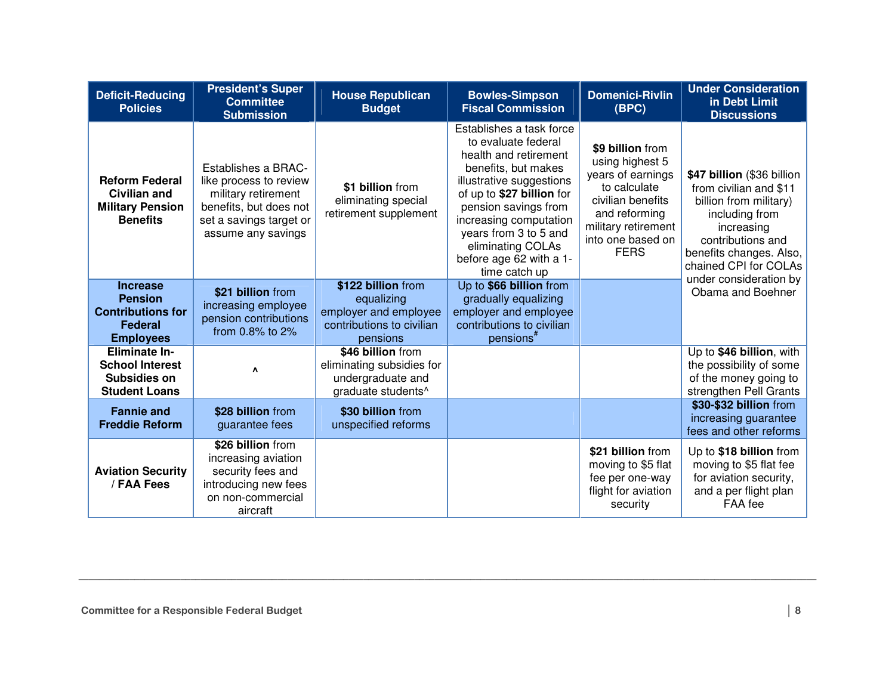| Deficit-Reducing Policies | President's Super Committee Submission | House Republican Budget | Bowles-Simpson Fiscal Commission | Domenici-Rivlin (BPC) | Under Consideration in Debt Limit Discussions |
|---|---|---|---|---|---|
| **Reform Federal Civilian and Military Pension Benefits** | Establishes a BRAC-like process to review military retirement benefits, but does not set a savings target or assume any savings | **$1 billion** from eliminating special retirement supplement | Establishes a task force to evaluate federal health and retirement benefits, but makes illustrative suggestions of up to **$27 billion** for pension savings from increasing computation years from 3 to 5 and eliminating COLAs before age 62 with a 1-time catch up | **$9 billion** from using highest 5 years of earnings to calculate civilian benefits and reforming military retirement into one based on FERS | **$47 billion** ($36 billion from civilian and $11 billion from military) including from increasing contributions and benefits changes. Also, chained CPI for COLAs under consideration by Obama and Boehner |
| **Increase Pension Contributions for Federal Employees** | **$21 billion** from increasing employee pension contributions from 0.8% to 2% | **$122 billion** from equalizing employer and employee contributions to civilian pensions | Up to **$66 billion** from gradually equalizing employer and employee contributions to civilian pensions# | | |
| **Eliminate In-School Interest Subsidies on Student Loans** | ^ | **$46 billion** from eliminating subsidies for undergraduate and graduate students^ | | | Up to **$46 billion**, with the possibility of some of the money going to strengthen Pell Grants |
| **Fannie and Freddie Reform** | **$28 billion** from guarantee fees | **$30 billion** from unspecified reforms | | | **$30-$32 billion** from increasing guarantee fees and other reforms |
| **Aviation Security / FAA Fees** | **$26 billion** from increasing aviation security fees and introducing new fees on non-commercial aircraft | | | **$21 billion** from moving to $5 flat fee per one-way flight for aviation security | Up to **$18 billion** from moving to $5 flat fee for aviation security, and a per flight plan FAA fee |

Committee for a Responsible Federal Budget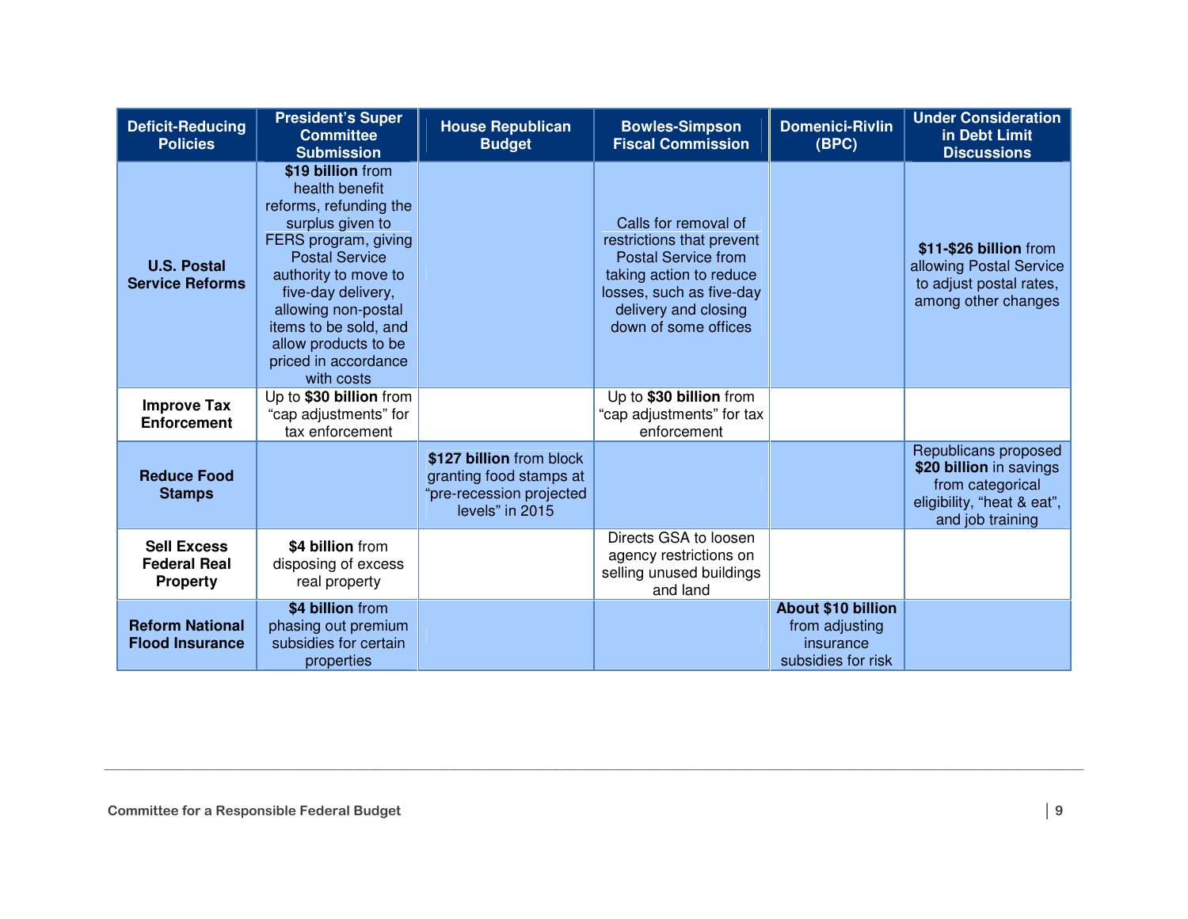| Deficit-Reducing Policies | President's Super Committee Submission | House Republican Budget | Bowles-Simpson Fiscal Commission | Domenici-Rivlin (BPC) | Under Consideration in Debt Limit Discussions |
|---|---|---|---|---|---|
| **U.S. Postal Service Reforms** | **$19 billion** from health benefit reforms, refunding the surplus given to FERS program, giving Postal Service authority to move to five-day delivery, allowing non-postal items to be sold, and allow products to be priced in accordance with costs | | Calls for removal of restrictions that prevent Postal Service from taking action to reduce losses, such as five-day delivery and closing down of some offices | | **$11-$26 billion** from allowing Postal Service to adjust postal rates, among other changes |
| **Improve Tax Enforcement** | Up to **$30 billion** from "cap adjustments" for tax enforcement | | Up to **$30 billion** from "cap adjustments" for tax enforcement | | |
| **Reduce Food Stamps** | | **$127 billion** from block granting food stamps at "pre-recession projected levels" in 2015 | | | Republicans proposed **$20 billion** in savings from categorical eligibility, "heat & eat", and job training |
| **Sell Excess Federal Real Property** | **$4 billion** from disposing of excess real property | | Directs GSA to loosen agency restrictions on selling unused buildings and land | | |
| **Reform National Flood Insurance** | **$4 billion** from phasing out premium subsidies for certain properties | | | **About $10 billion** from adjusting insurance subsidies for risk | |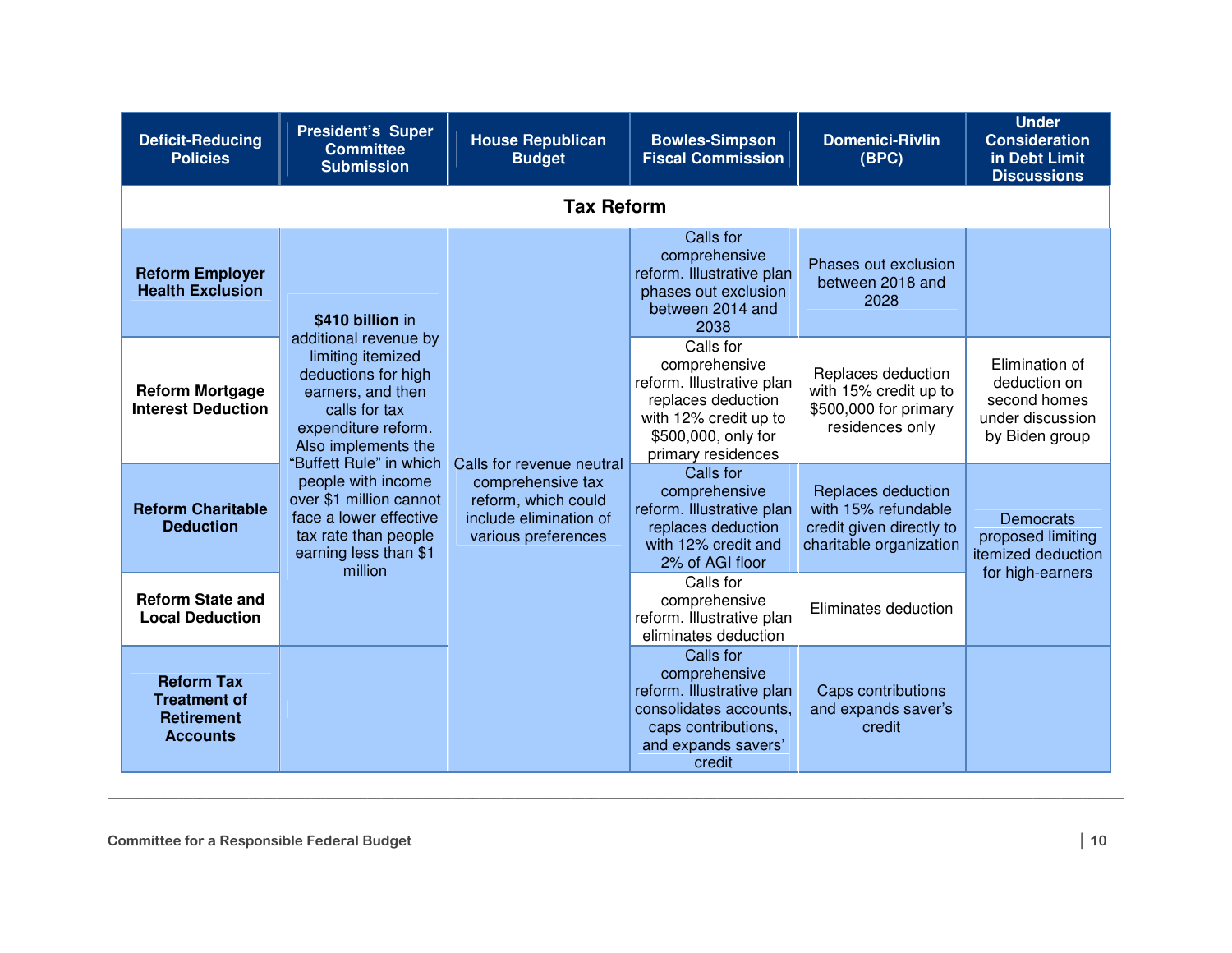| Deficit-Reducing Policies | President's Super Committee Submission | House Republican Budget | Bowles-Simpson Fiscal Commission | Domenici-Rivlin (BPC) | Under Consideration in Debt Limit Discussions |
|---|---|---|---|---|---|
| **Tax Reform** | | | | | |
| **Reform Employer Health Exclusion** | **$410 billion** in additional revenue by limiting itemized deductions for high earners, and then calls for tax expenditure reform. Also implements the "Buffett Rule" in which people with income over $1 million cannot face a lower effective tax rate than people earning less than $1 million | Calls for revenue neutral comprehensive tax reform, which could include elimination of various preferences | Calls for comprehensive reform. Illustrative plan phases out exclusion between 2014 and 2038 | Phases out exclusion between 2018 and 2028 | |
| **Reform Mortgage Interest Deduction** | | | Calls for comprehensive reform. Illustrative plan replaces deduction with 12% credit up to $500,000, only for primary residences | Replaces deduction with 15% credit up to $500,000 for primary residences only | Elimination of deduction on second homes under discussion by Biden group |
| **Reform Charitable Deduction** | | | Calls for comprehensive reform. Illustrative plan replaces deduction with 12% credit and 2% of AGI floor | Replaces deduction with 15% refundable credit given directly to charitable organization | Democrats proposed limiting itemized deduction for high-earners |
| **Reform State and Local Deduction** | | | Calls for comprehensive reform. Illustrative plan eliminates deduction | Eliminates deduction | |
| **Reform Tax Treatment of Retirement Accounts** | | | Calls for comprehensive reform. Illustrative plan consolidates accounts, caps contributions, and expands savers' credit | Caps contributions and expands saver's credit | |

Committee for a Responsible Federal Budget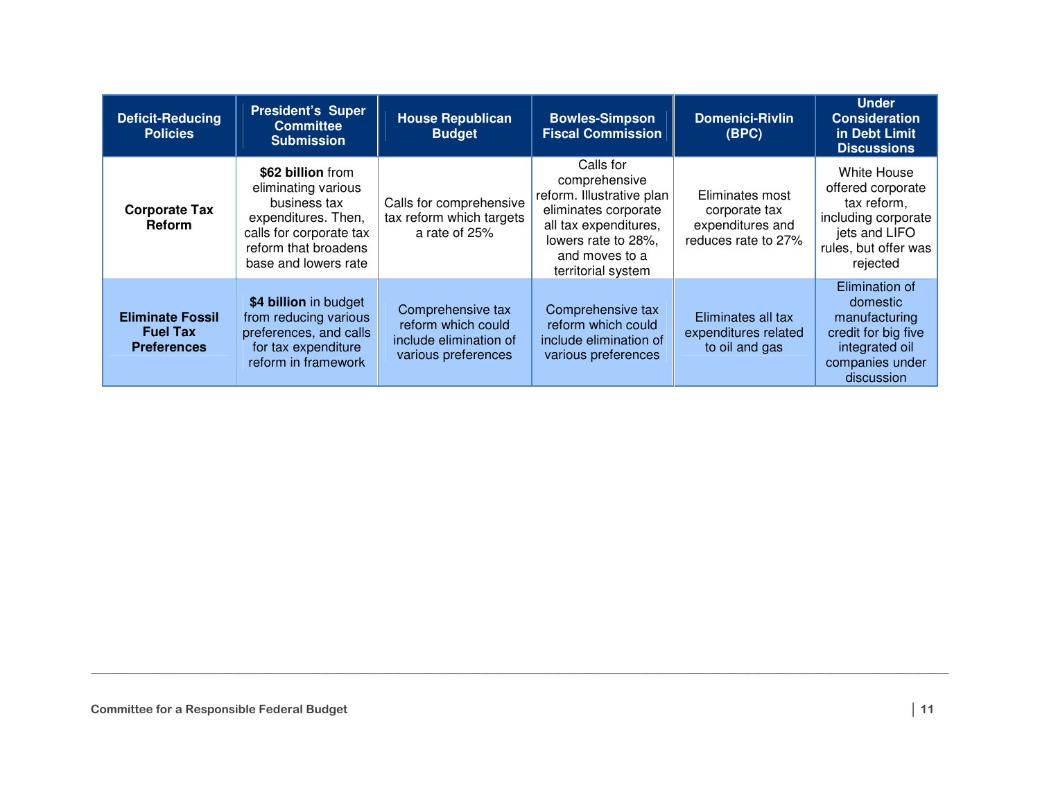| Deficit-Reducing Policies | President's Super Committee Submission | House Republican Budget | Bowles-Simpson Fiscal Commission | Domenici-Rivlin (BPC) | Under Consideration in Debt Limit Discussions |
|---|---|---|---|---|---|
| **Corporate Tax Reform** | **$62 billion** from eliminating various business tax expenditures. Then, calls for corporate tax reform that broadens base and lowers rate | Calls for comprehensive tax reform which targets a rate of 25% | Calls for comprehensive reform. Illustrative plan eliminates corporate all tax expenditures, lowers rate to 28%, and moves to a territorial system | Eliminates most corporate tax expenditures and reduces rate to 27% | White House offered corporate tax reform, including corporate jets and LIFO rules, but offer was rejected |
| **Eliminate Fossil Fuel Tax Preferences** | **$4 billion** in budget from reducing various preferences, and calls for tax expenditure reform in framework | Comprehensive tax reform which could include elimination of various preferences | Comprehensive tax reform which could include elimination of various preferences | Eliminates all tax expenditures related to oil and gas | Elimination of domestic manufacturing credit for big five integrated oil companies under discussion |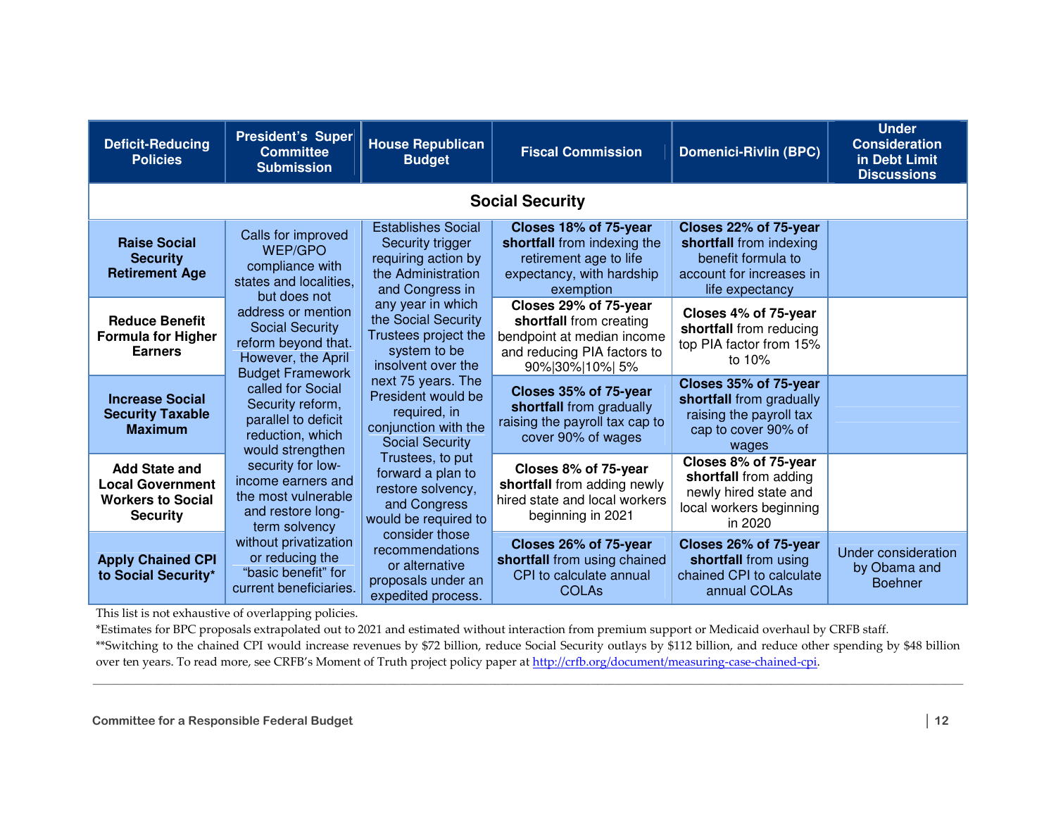| Deficit-Reducing Policies | President's Super Committee Submission | House Republican Budget | Fiscal Commission | Domenici-Rivlin (BPC) | Under Consideration in Debt Limit Discussions |
|---|---|---|---|---|---|
| **Social Security** | | | | | |
| **Raise Social Security Retirement Age** | Calls for improved WEP/GPO compliance with states and localities, but does not address or mention Social Security reform beyond that. However, the April Budget Framework called for Social Security reform, parallel to deficit reduction, which would strengthen security for low-income earners and the most vulnerable and restore long-term solvency without privatization or reducing the "basic benefit" for current beneficiaries. | Establishes Social Security trigger requiring action by the Administration and Congress in any year in which the Social Security Trustees project the system to be insolvent over the next 75 years. The President would be required, in conjunction with the Social Security Trustees, to put forward a plan to restore solvency, and Congress would be required to consider those recommendations or alternative proposals under an expedited process. | **Closes 18% of 75-year shortfall** from indexing the retirement age to life expectancy, with hardship exemption | **Closes 22% of 75-year shortfall** from indexing benefit formula to account for increases in life expectancy | |
| **Reduce Benefit Formula for Higher Earners** | | | **Closes 29% of 75-year shortfall** from creating bendpoint at median income and reducing PIA factors to 90%\|30%\|10%\| 5% | **Closes 4% of 75-year shortfall** from reducing top PIA factor from 15% to 10% | |
| **Increase Social Security Taxable Maximum** | | | **Closes 35% of 75-year shortfall** from gradually raising the payroll tax cap to cover 90% of wages | **Closes 35% of 75-year shortfall** from gradually raising the payroll tax cap to cover 90% of wages | |
| **Add State and Local Government Workers to Social Security** | | | **Closes 8% of 75-year shortfall** from adding newly hired state and local workers beginning in 2021 | **Closes 8% of 75-year shortfall** from adding newly hired state and local workers beginning in 2020 | |
| **Apply Chained CPI to Social Security*** | | | **Closes 26% of 75-year shortfall** from using chained CPI to calculate annual COLAs | **Closes 26% of 75-year shortfall** from using chained CPI to calculate annual COLAs | Under consideration by Obama and Boehner |

This list is not exhaustive of overlapping policies.

*Estimates for BPC proposals extrapolated out to 2021 and estimated without interaction from premium support or Medicaid overhaul by CRFB staff.

**Switching to the chained CPI would increase revenues by $72 billion, reduce Social Security outlays by $112 billion, and reduce other spending by $48 billion over ten years. To read more, see CRFB's Moment of Truth project policy paper at http://crfb.org/document/measuring-case-chained-cpi.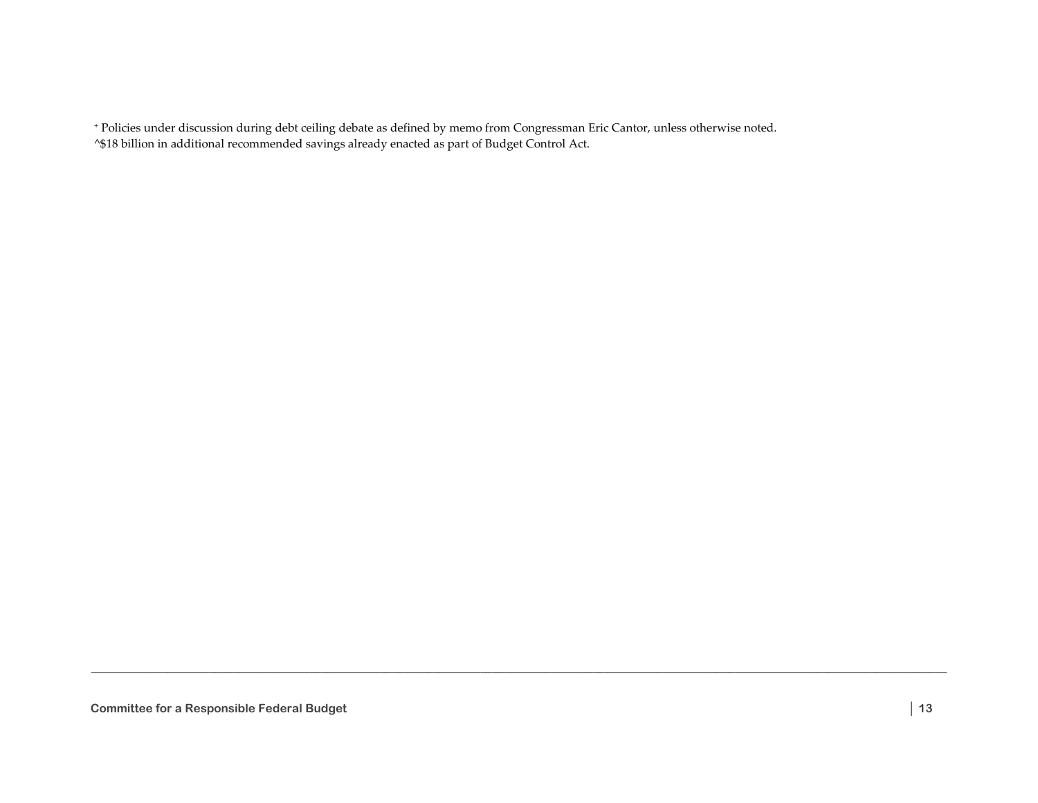⁺ Policies under discussion during debt ceiling debate as defined by memo from Congressman Eric Cantor, unless otherwise noted.

^$18 billion in additional recommended savings already enacted as part of Budget Control Act.